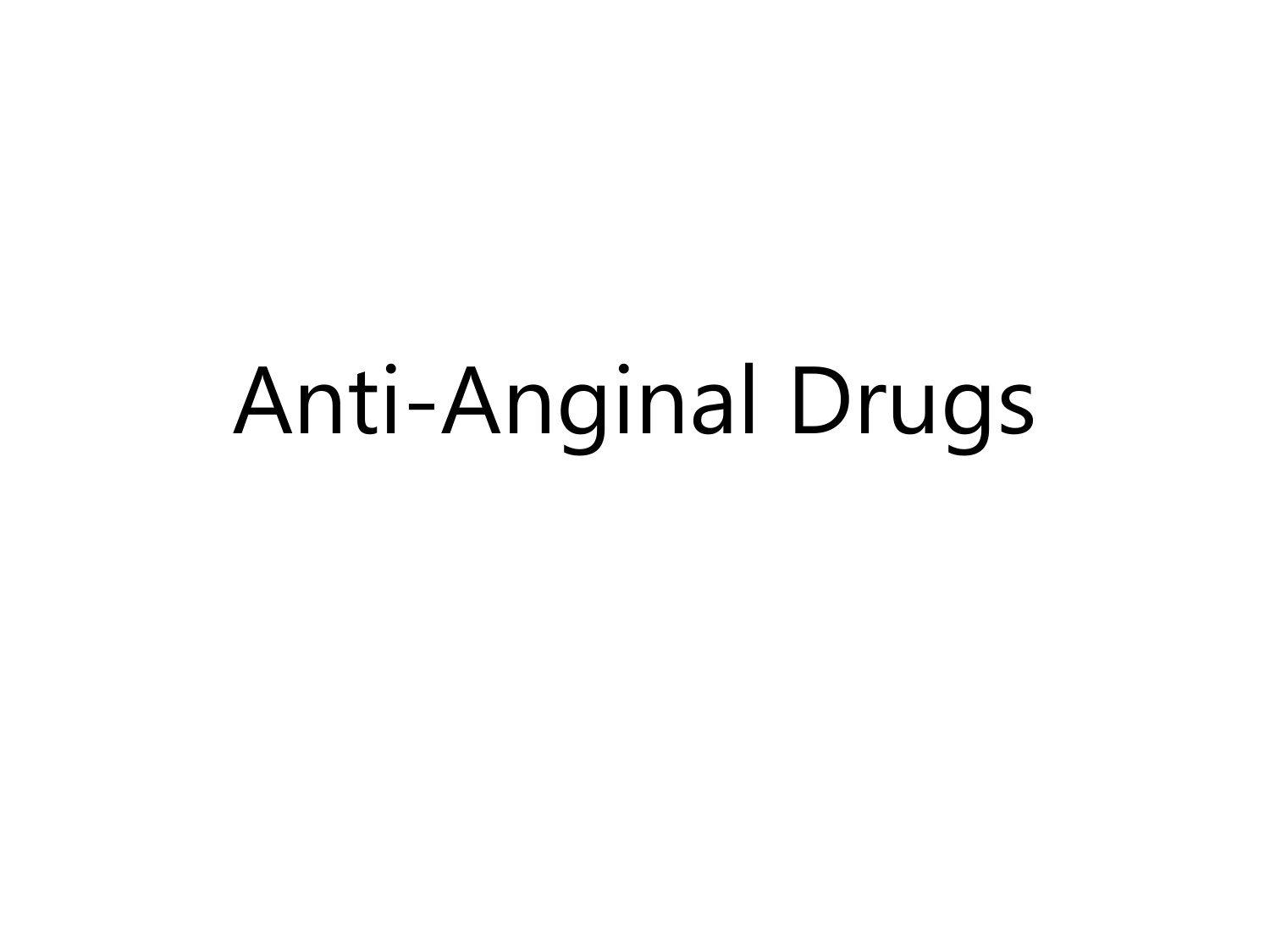# Anti-Anginal Drugs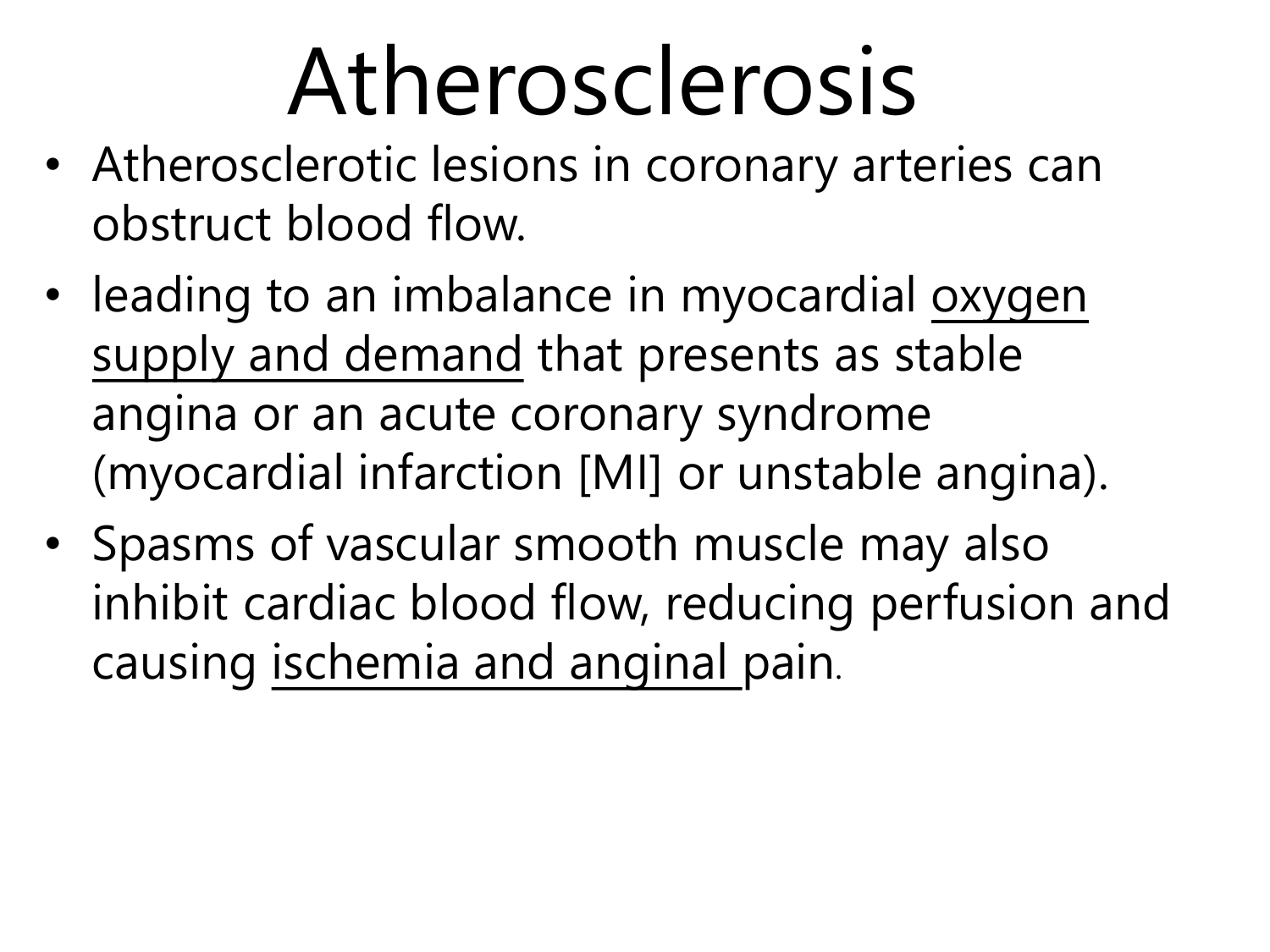# Atherosclerosis

- Atherosclerotic lesions in coronary arteries can obstruct blood flow.
- leading to an imbalance in myocardial oxygen supply and demand that presents as stable angina or an acute coronary syndrome (myocardial infarction [MI] or unstable angina).
- Spasms of vascular smooth muscle may also inhibit cardiac blood flow, reducing perfusion and causing ischemia and anginal pain.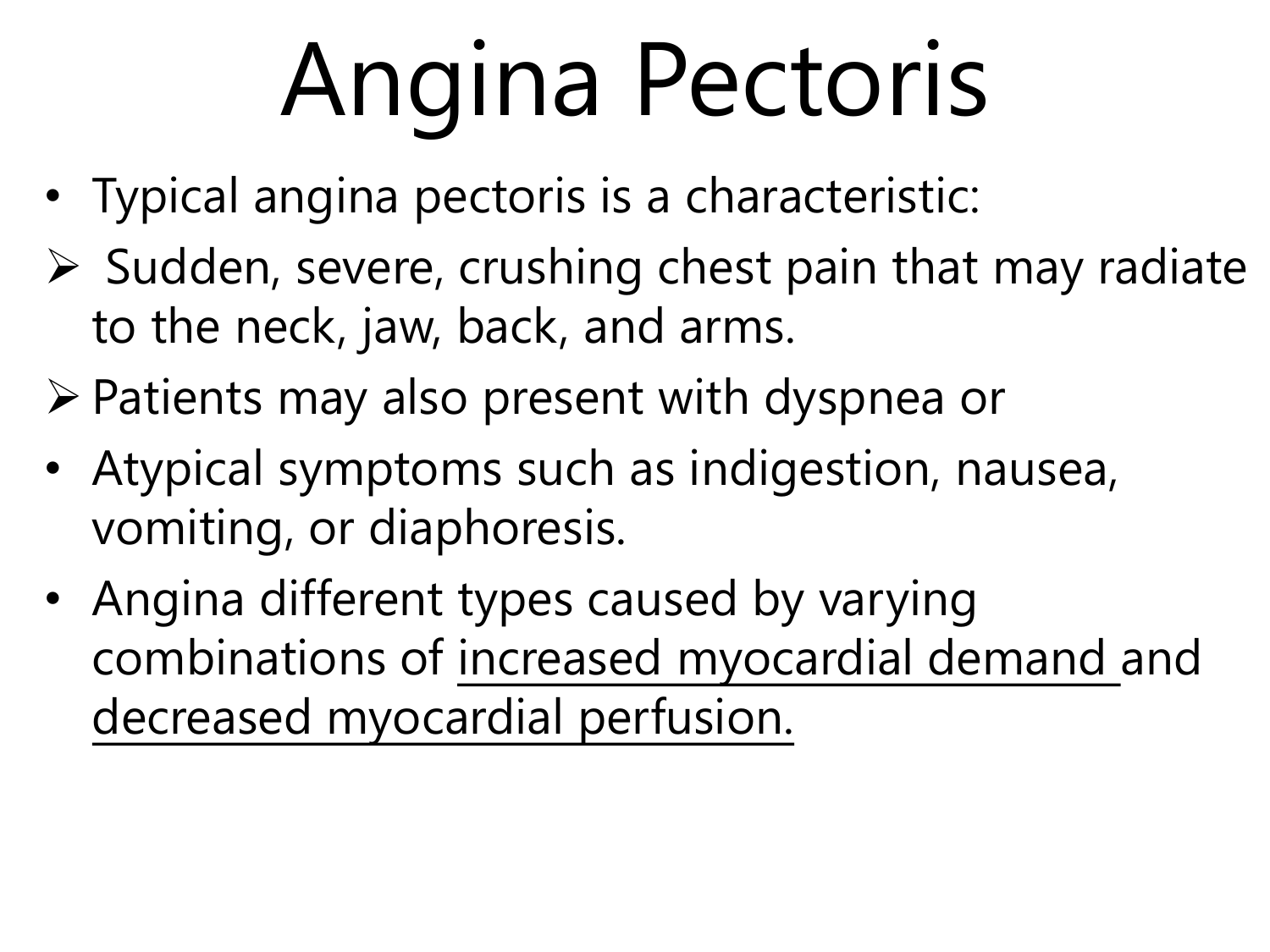# Angina Pectoris

- Typical angina pectoris is a characteristic:
  - Sudden, severe, crushing chest pain that may radiate to the neck, jaw, back, and arms.
  - Patients may also present with dyspnea or
- Atypical symptoms such as indigestion, nausea, vomiting, or diaphoresis.
- Angina different types caused by varying combinations of <u>increased myocardial demand</u> and <u>decreased myocardial perfusion.</u>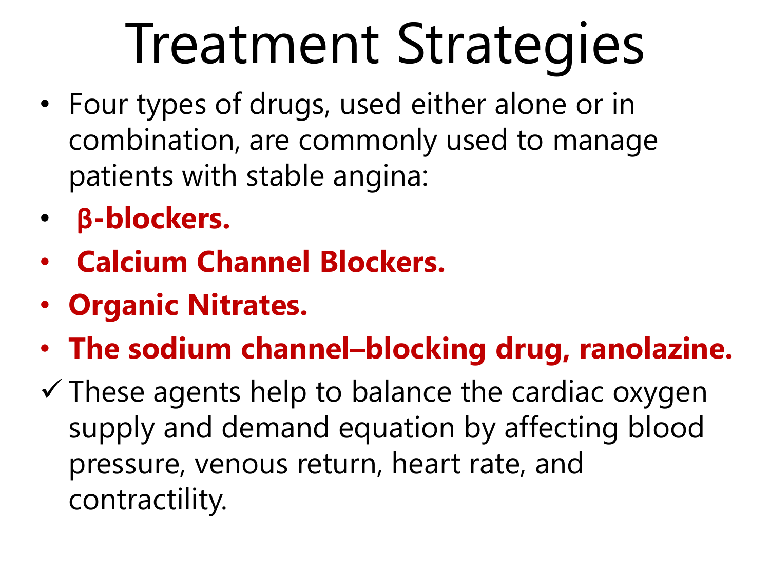# Treatment Strategies

- Four types of drugs, used either alone or in combination, are commonly used to manage patients with stable angina:
- **β-blockers.**
- **Calcium Channel Blockers.**
- **Organic Nitrates.**
- **The sodium channel–blocking drug, ranolazine.**

✓ These agents help to balance the cardiac oxygen supply and demand equation by affecting blood pressure, venous return, heart rate, and contractility.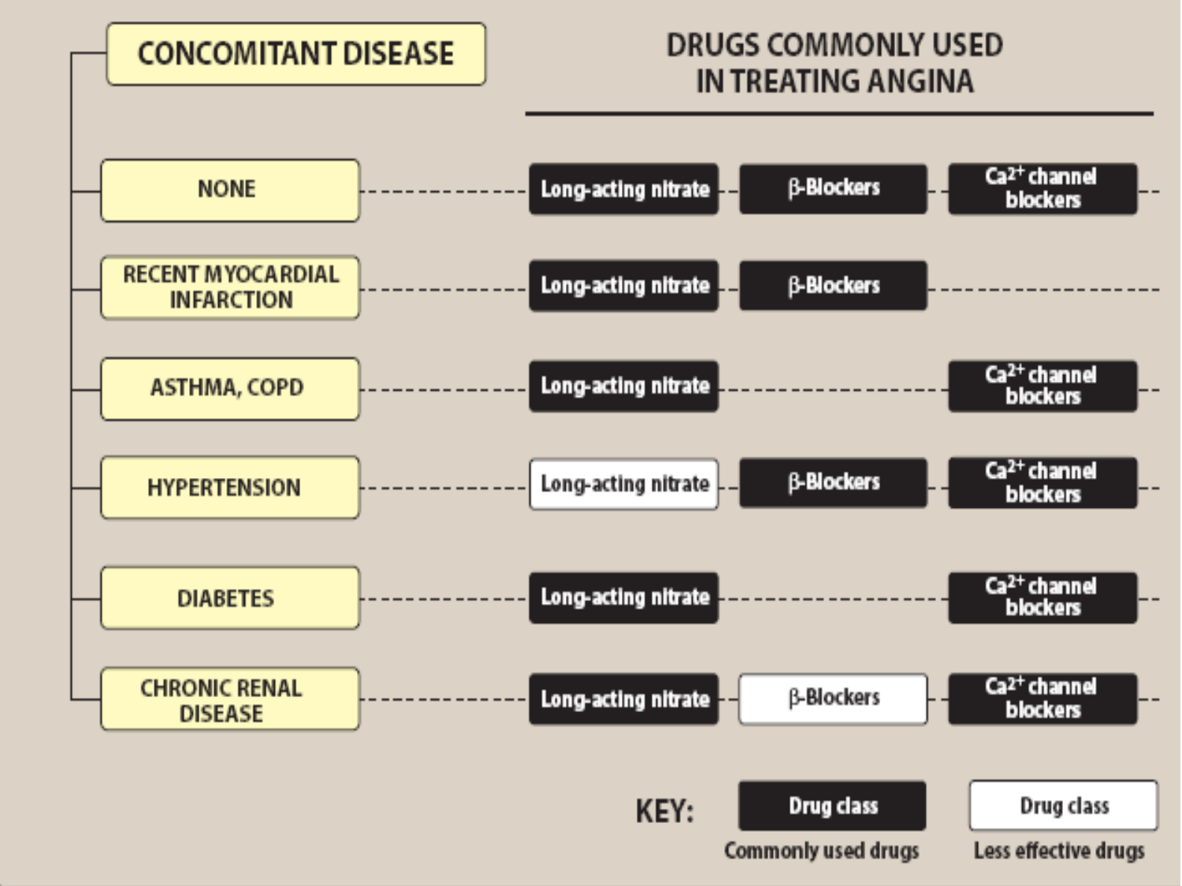## CONCOMITANT DISEASE

### DRUGS COMMONLY USED IN TREATING ANGINA

| Concomitant disease | Long-acting nitrate | β-Blockers | $Ca^{2+}$ channel blockers |
| --- | --- | --- | --- |
| NONE | Long-acting nitrate | β-Blockers | $Ca^{2+}$ channel blockers |
| RECENT MYOCARDIAL INFARCTION | Long-acting nitrate | β-Blockers | |
| ASTHMA, COPD | Long-acting nitrate | | $Ca^{2+}$ channel blockers |
| HYPERTENSION | Long-acting nitrate (less effective) | β-Blockers | $Ca^{2+}$ channel blockers |
| DIABETES | Long-acting nitrate | | $Ca^{2+}$ channel blockers |
| CHRONIC RENAL DISEASE | Long-acting nitrate | β-Blockers (less effective) | $Ca^{2+}$ channel blockers |

KEY: Drug class (dark) — Commonly used drugs; Drug class (white) — Less effective drugs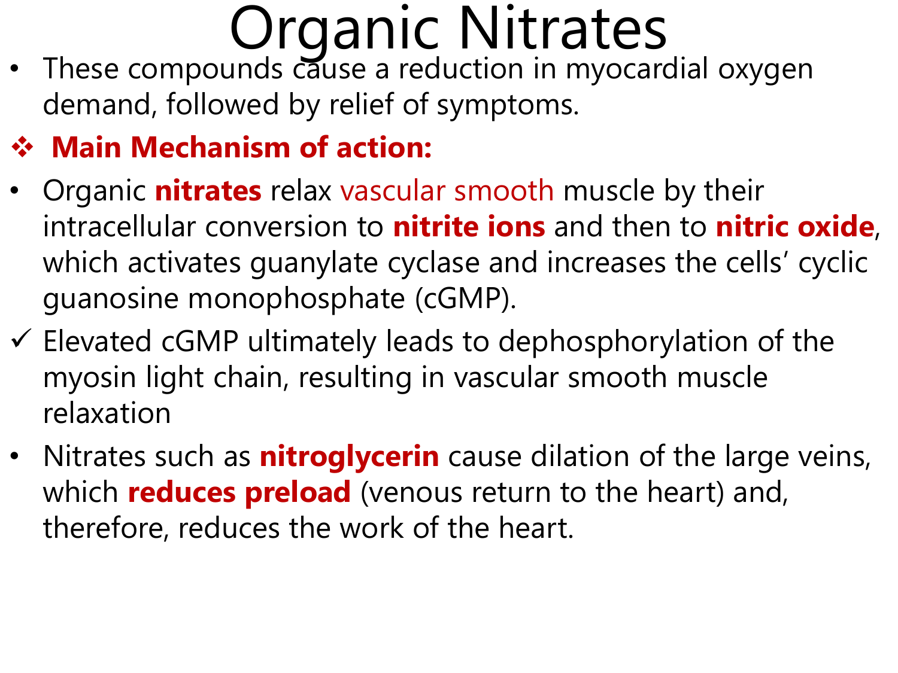# Organic Nitrates

- These compounds cause a reduction in myocardial oxygen demand, followed by relief of symptoms.

❖ **Main Mechanism of action:**

- Organic **nitrates** relax vascular smooth muscle by their intracellular conversion to **nitrite ions** and then to **nitric oxide**, which activates guanylate cyclase and increases the cells' cyclic guanosine monophosphate (cGMP).

✓ Elevated cGMP ultimately leads to dephosphorylation of the myosin light chain, resulting in vascular smooth muscle relaxation

- Nitrates such as **nitroglycerin** cause dilation of the large veins, which **reduces preload** (venous return to the heart) and, therefore, reduces the work of the heart.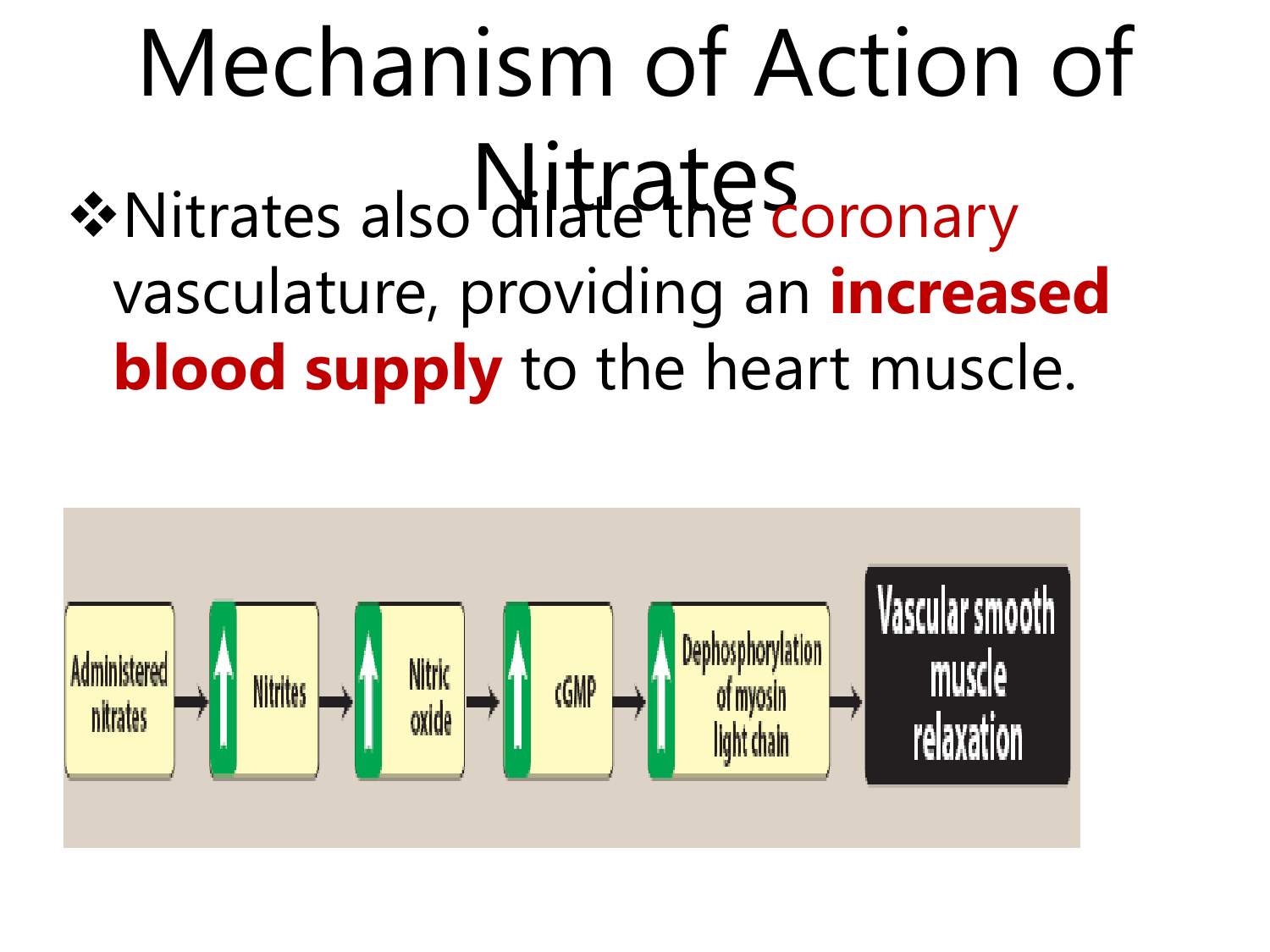# Mechanism of Action of Nitrates

- Nitrates also dilate the coronary vasculature, providing an **increased blood supply** to the heart muscle.

Administered nitrates → ↑ Nitrites → ↑ Nitric oxide → ↑ cGMP → ↑ Dephosphorylation of myosin light chain → Vascular smooth muscle relaxation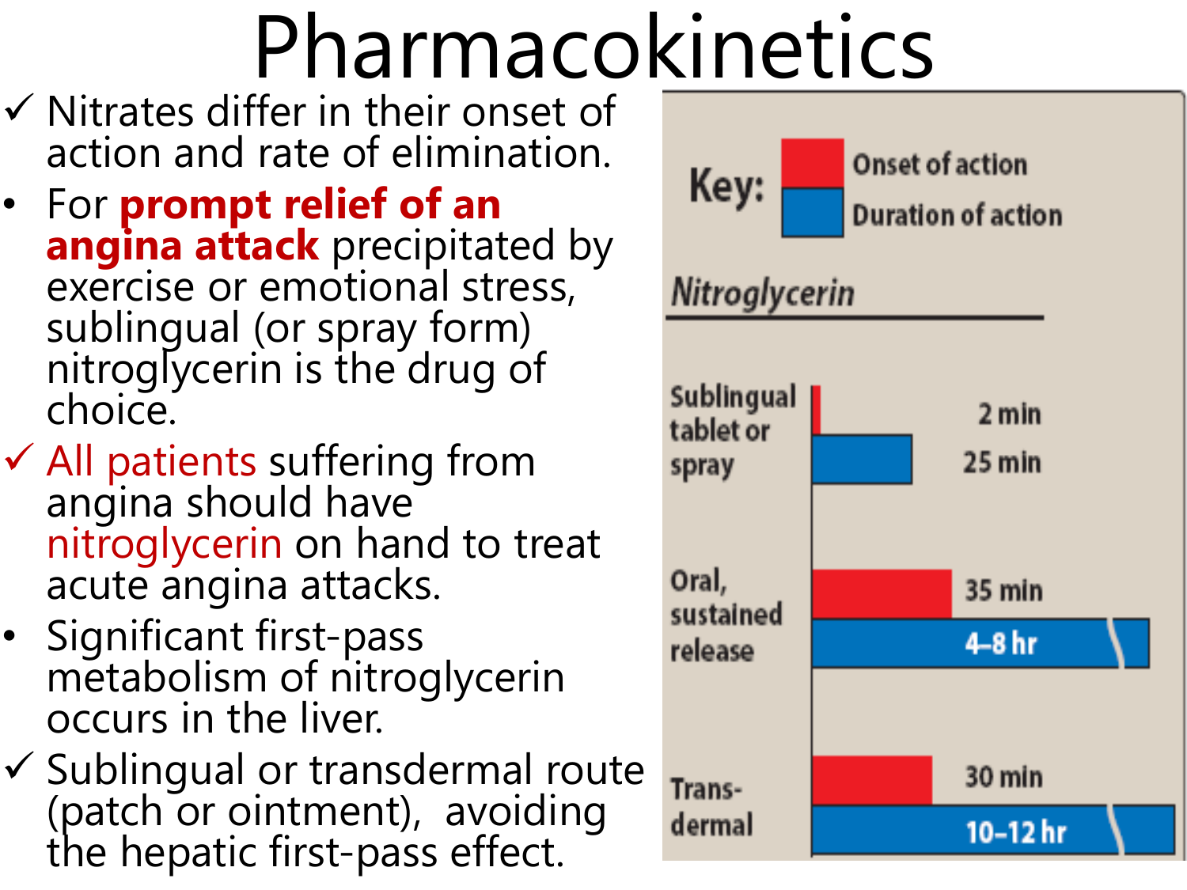# Pharmacokinetics

- ✓ Nitrates differ in their onset of action and rate of elimination.
- For **prompt relief of an angina attack** precipitated by exercise or emotional stress, sublingual (or spray form) nitroglycerin is the drug of choice.
- ✓ All patients suffering from angina should have nitroglycerin on hand to treat acute angina attacks.
- Significant first-pass metabolism of nitroglycerin occurs in the liver.
- ✓ Sublingual or transdermal route (patch or ointment), avoiding the hepatic first-pass effect.

Key: Onset of action / Duration of action

*Nitroglycerin*

| Route | Onset of action | Duration of action |
| --- | --- | --- |
| Sublingual tablet or spray | 2 min | 25 min |
| Oral, sustained release | 35 min | 4–8 hr |
| Transdermal | 30 min | 10–12 hr |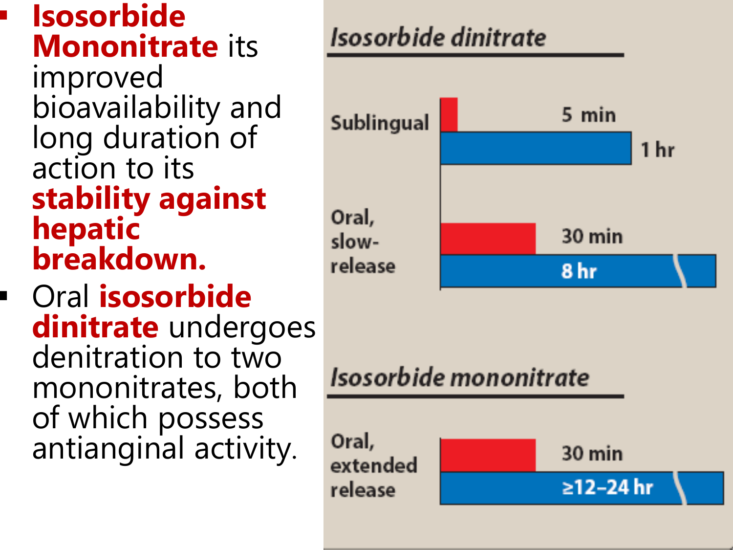- **Isosorbide Mononitrate** its improved bioavailability and long duration of action to its **stability against hepatic breakdown.**
- Oral **isosorbide dinitrate** undergoes denitration to two mononitrates, both of which possess antianginal activity.

*Isosorbide dinitrate*

| | Onset | Duration |
|---|---|---|
| Sublingual | 5 min | 1 hr |
| Oral, slow-release | 30 min | 8 hr |

*Isosorbide mononitrate*

| | Onset | Duration |
|---|---|---|
| Oral, extended release | 30 min | ≥12–24 hr |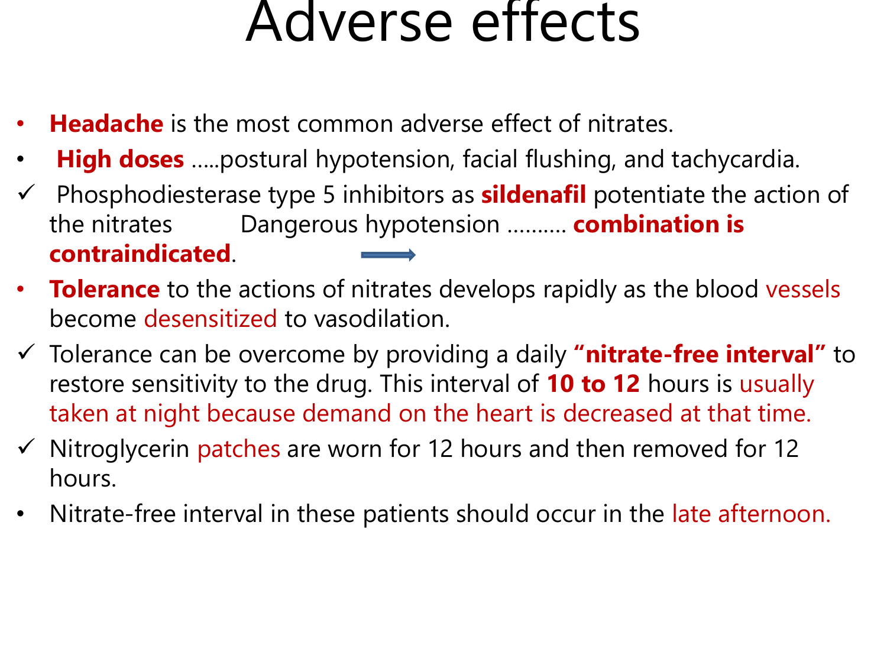# Adverse effects

- **Headache** is the most common adverse effect of nitrates.
- **High doses** .....postural hypotension, facial flushing, and tachycardia.
- ✓ Phosphodiesterase type 5 inhibitors as **sildenafil** potentiate the action of the nitrates → Dangerous hypotension .......... **combination is contraindicated**.
- **Tolerance** to the actions of nitrates develops rapidly as the blood vessels become desensitized to vasodilation.
- ✓ Tolerance can be overcome by providing a daily **"nitrate-free interval"** to restore sensitivity to the drug. This interval of **10 to 12** hours is usually taken at night because demand on the heart is decreased at that time.
- ✓ Nitroglycerin patches are worn for 12 hours and then removed for 12 hours.
- Nitrate-free interval in these patients should occur in the late afternoon.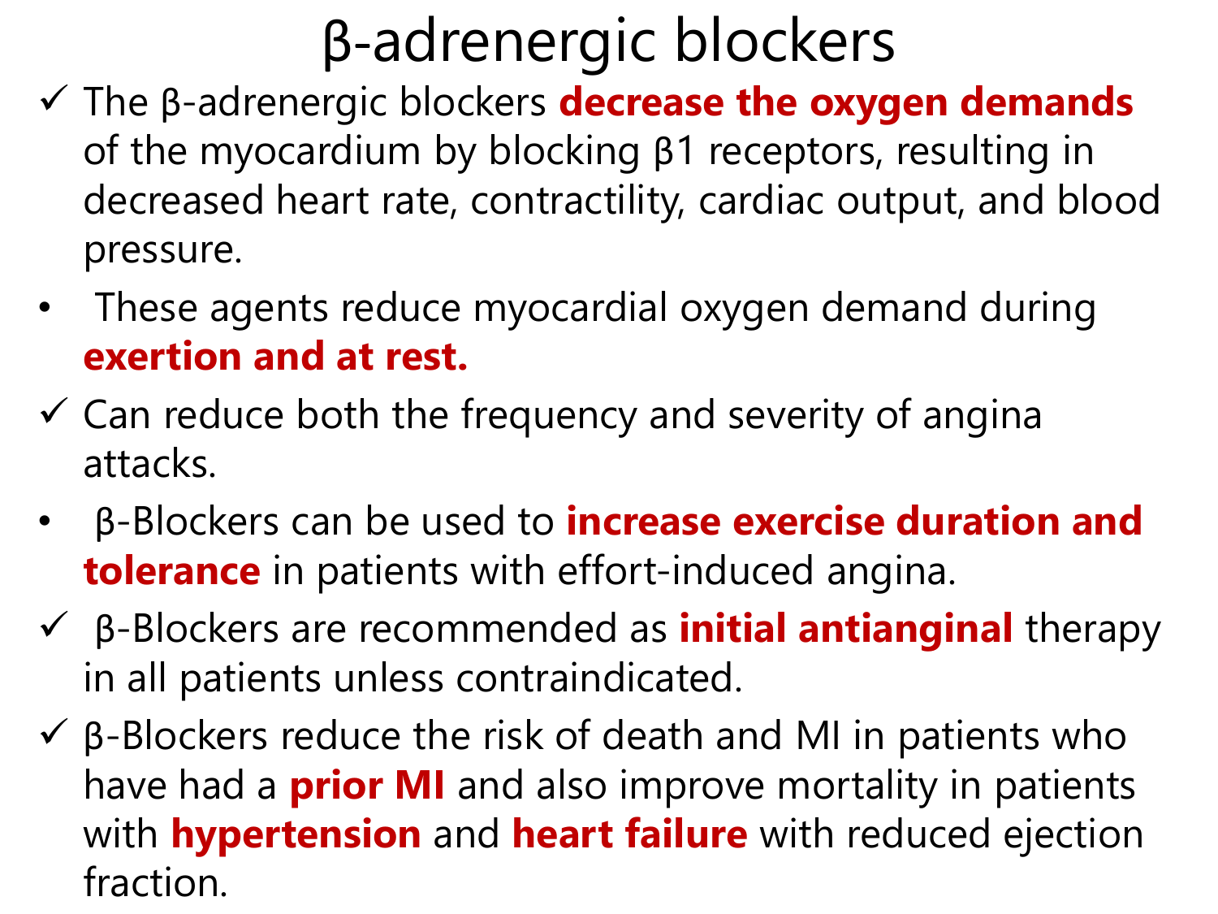# β-adrenergic blockers

- ✓ The β-adrenergic blockers **decrease the oxygen demands** of the myocardium by blocking β1 receptors, resulting in decreased heart rate, contractility, cardiac output, and blood pressure.
- These agents reduce myocardial oxygen demand during **exertion and at rest.**
- ✓ Can reduce both the frequency and severity of angina attacks.
- β-Blockers can be used to **increase exercise duration and tolerance** in patients with effort-induced angina.
- ✓ β-Blockers are recommended as **initial antianginal** therapy in all patients unless contraindicated.
- ✓ β-Blockers reduce the risk of death and MI in patients who have had a **prior MI** and also improve mortality in patients with **hypertension** and **heart failure** with reduced ejection fraction.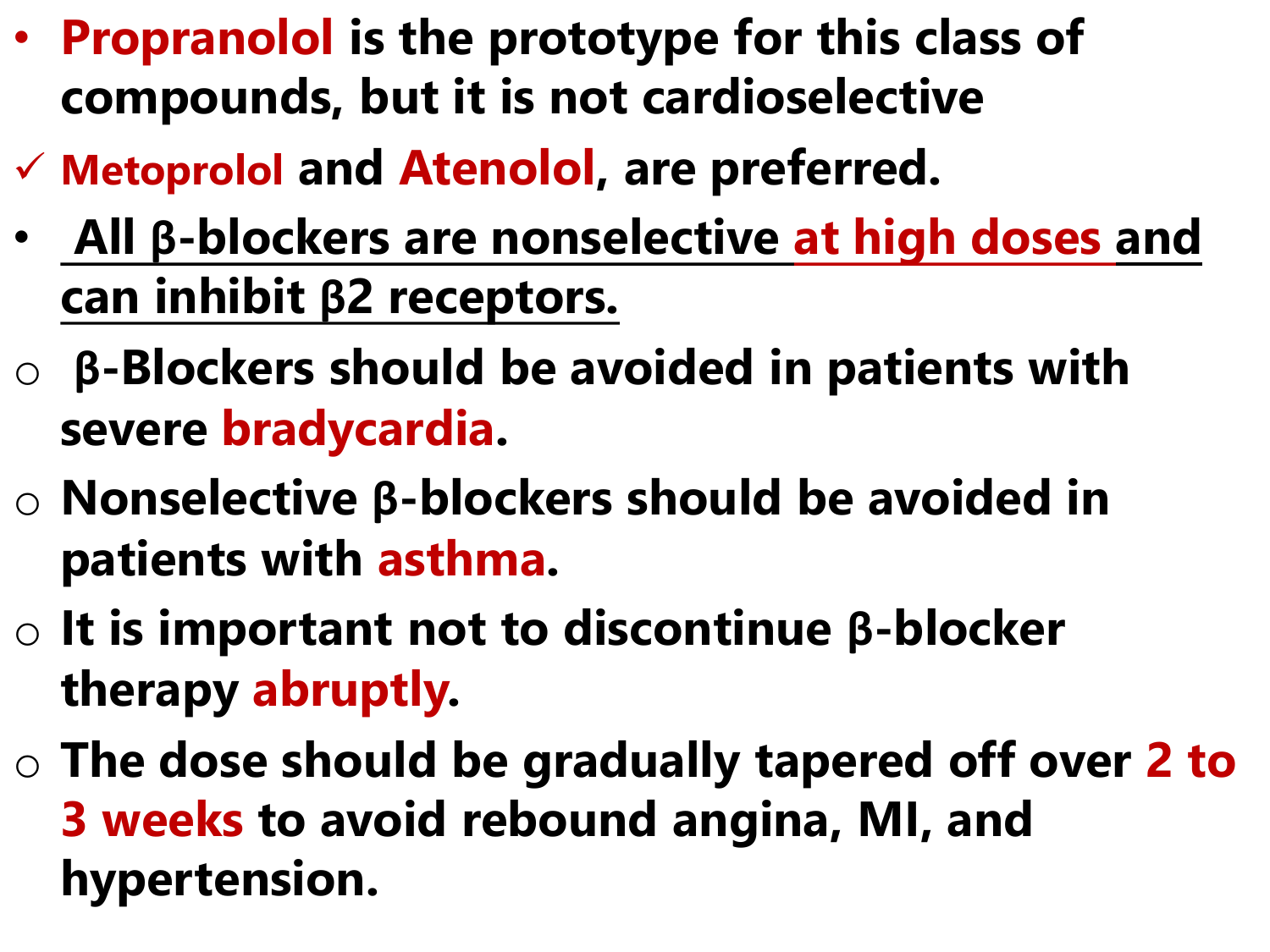- **Propranolol is the prototype for this class of compounds, but it is not cardioselective**
  - ✓ **Metoprolol and Atenolol, are preferred.**
- **All β-blockers are nonselective at high doses and can inhibit β2 receptors.**
  - **β-Blockers should be avoided in patients with severe bradycardia.**
  - **Nonselective β-blockers should be avoided in patients with asthma.**
  - **It is important not to discontinue β-blocker therapy abruptly.**
  - **The dose should be gradually tapered off over 2 to 3 weeks to avoid rebound angina, MI, and hypertension.**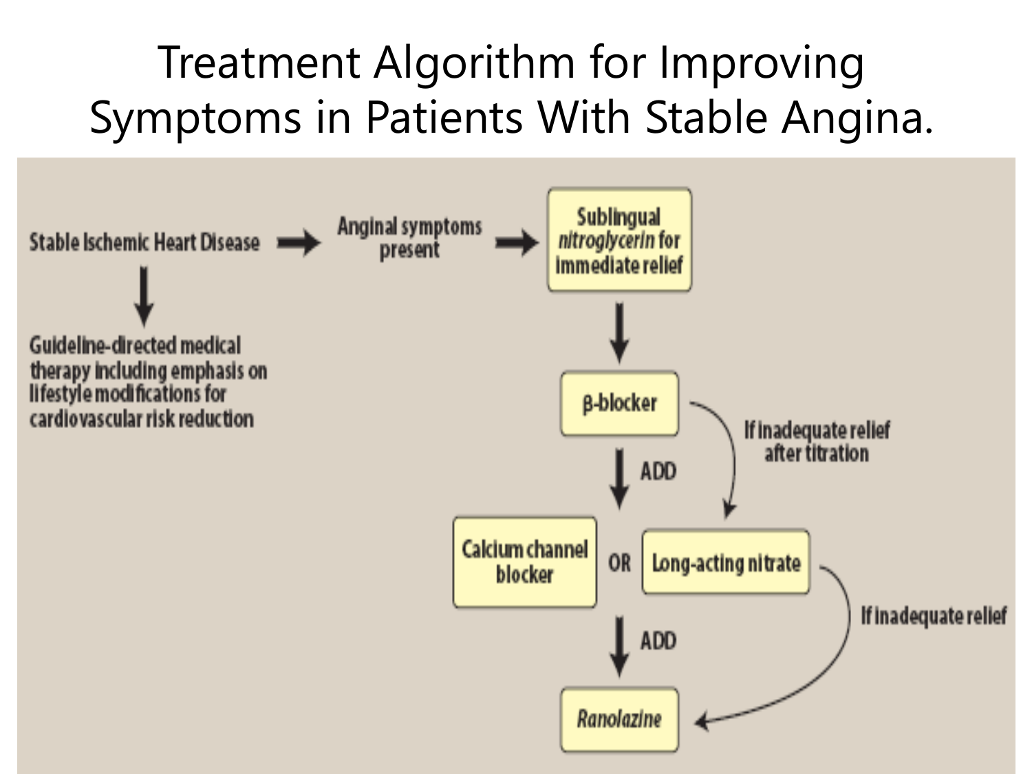# Treatment Algorithm for Improving Symptoms in Patients With Stable Angina.

Stable Ischemic Heart Disease → Anginal symptoms present → Sublingual *nitroglycerin* for immediate relief

Stable Ischemic Heart Disease ↓ Guideline-directed medical therapy including emphasis on lifestyle modifications for cardiovascular risk reduction

Sublingual *nitroglycerin* for immediate relief ↓ β-blocker

β-blocker ↓ ADD → Calcium channel blocker OR Long-acting nitrate

β-blocker → If inadequate relief after titration → Long-acting nitrate

Calcium channel blocker OR Long-acting nitrate ↓ ADD → *Ranolazine*

Long-acting nitrate → If inadequate relief → *Ranolazine*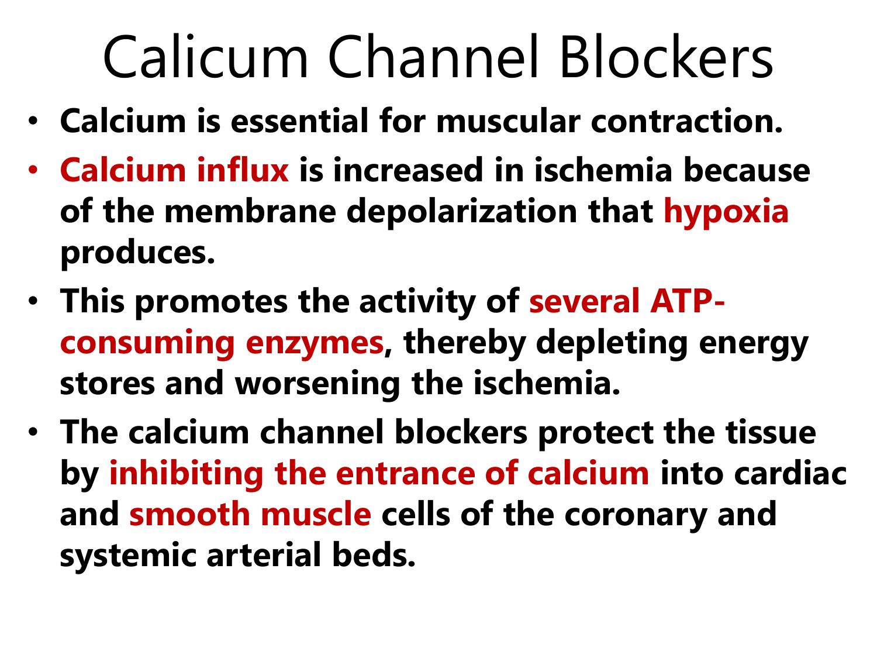# Calicum Channel Blockers

- **Calcium is essential for muscular contraction.**
- **Calcium influx is increased in ischemia because of the membrane depolarization that hypoxia produces.**
- **This promotes the activity of several ATP-consuming enzymes, thereby depleting energy stores and worsening the ischemia.**
- **The calcium channel blockers protect the tissue by inhibiting the entrance of calcium into cardiac and smooth muscle cells of the coronary and systemic arterial beds.**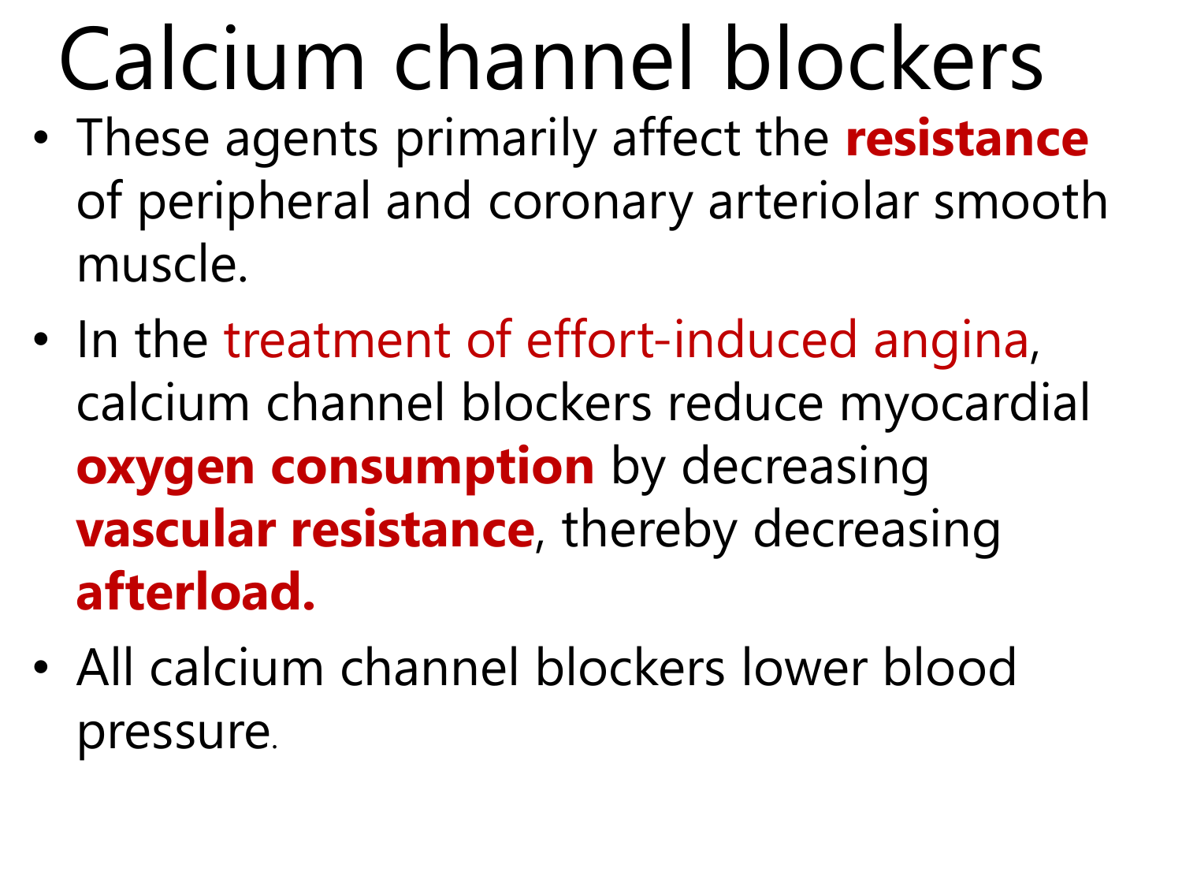# Calcium channel blockers

- These agents primarily affect the **resistance** of peripheral and coronary arteriolar smooth muscle.
- In the treatment of effort-induced angina, calcium channel blockers reduce myocardial **oxygen consumption** by decreasing **vascular resistance**, thereby decreasing **afterload.**
- All calcium channel blockers lower blood pressure.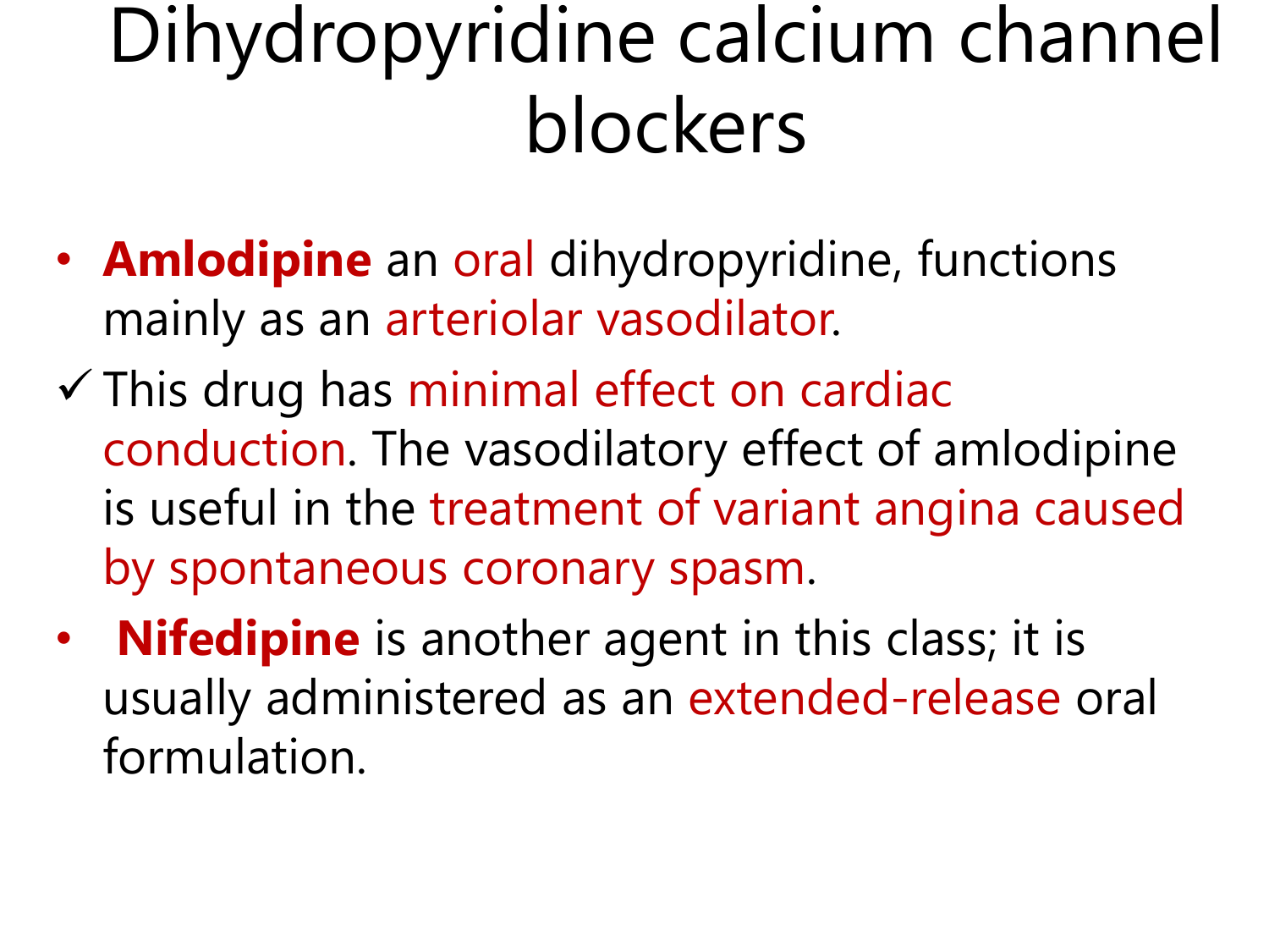# Dihydropyridine calcium channel blockers

- **Amlodipine** an oral dihydropyridine, functions mainly as an arteriolar vasodilator.

✓ This drug has minimal effect on cardiac conduction. The vasodilatory effect of amlodipine is useful in the treatment of variant angina caused by spontaneous coronary spasm.

- **Nifedipine** is another agent in this class; it is usually administered as an extended-release oral formulation.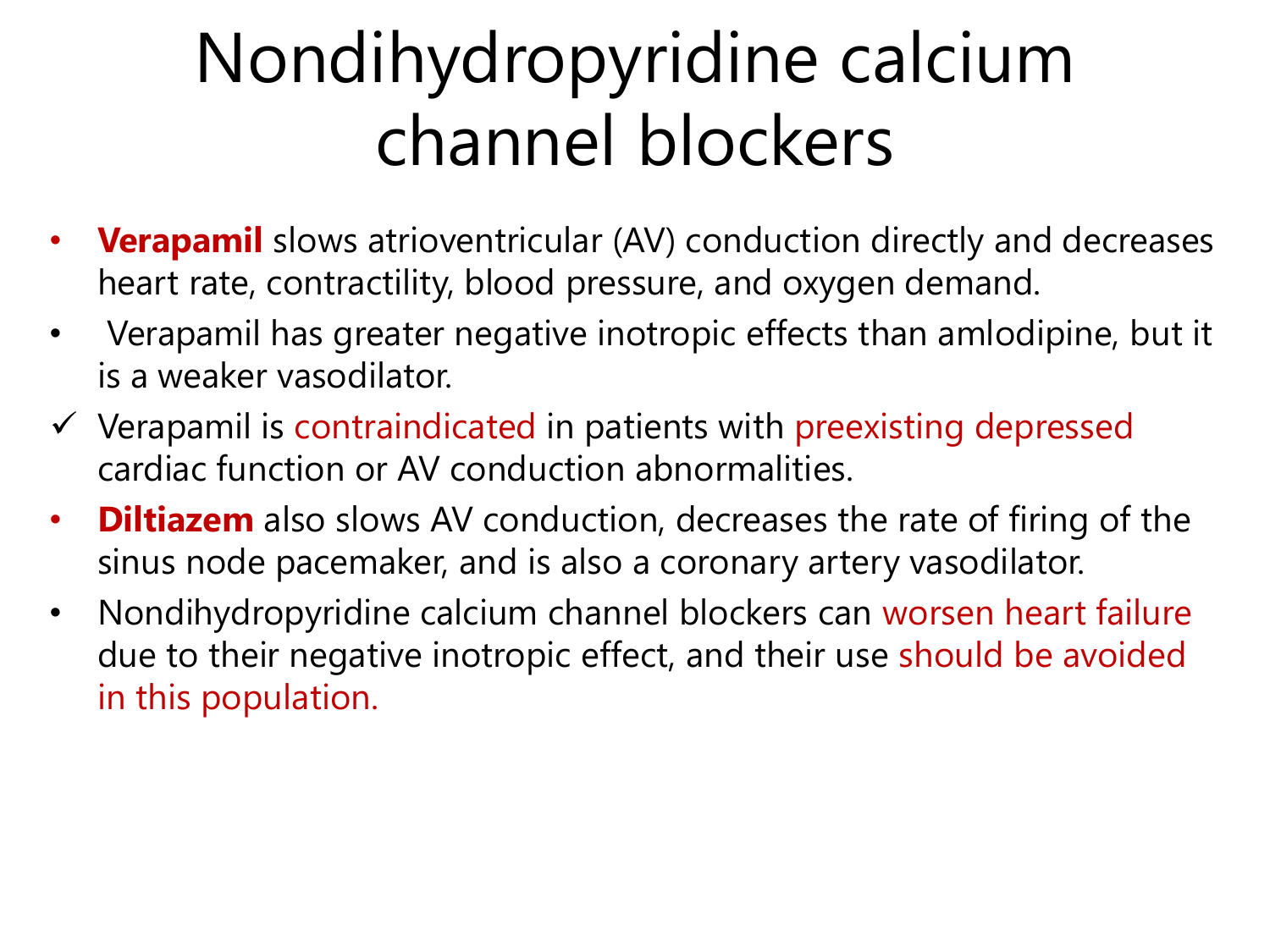# Nondihydropyridine calcium channel blockers

- **Verapamil** slows atrioventricular (AV) conduction directly and decreases heart rate, contractility, blood pressure, and oxygen demand.
- Verapamil has greater negative inotropic effects than amlodipine, but it is a weaker vasodilator.

✓ Verapamil is contraindicated in patients with preexisting depressed cardiac function or AV conduction abnormalities.

- **Diltiazem** also slows AV conduction, decreases the rate of firing of the sinus node pacemaker, and is also a coronary artery vasodilator.
- Nondihydropyridine calcium channel blockers can worsen heart failure due to their negative inotropic effect, and their use should be avoided in this population.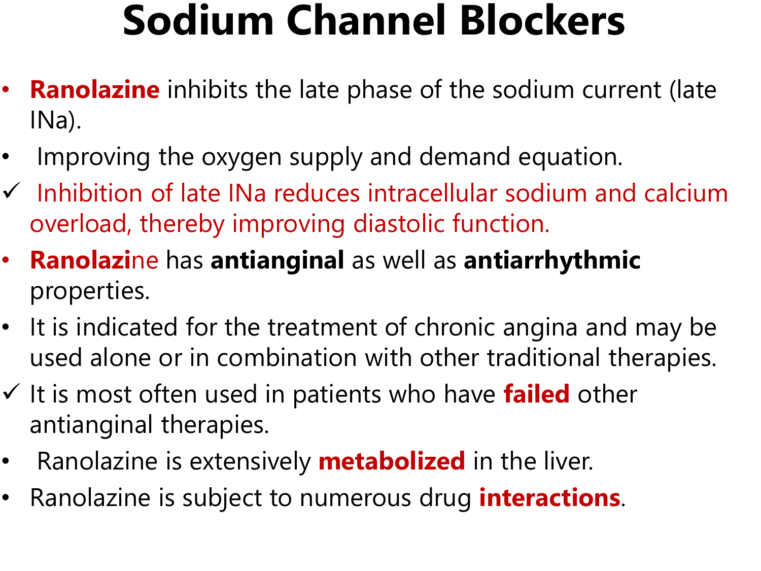# Sodium Channel Blockers

- **Ranolazine** inhibits the late phase of the sodium current (late INa).
- Improving the oxygen supply and demand equation.
- ✓ Inhibition of late INa reduces intracellular sodium and calcium overload, thereby improving diastolic function.
- **Ranolazine** has **antianginal** as well as **antiarrhythmic** properties.
- It is indicated for the treatment of chronic angina and may be used alone or in combination with other traditional therapies.
- ✓ It is most often used in patients who have **failed** other antianginal therapies.
- Ranolazine is extensively **metabolized** in the liver.
- Ranolazine is subject to numerous drug **interactions**.